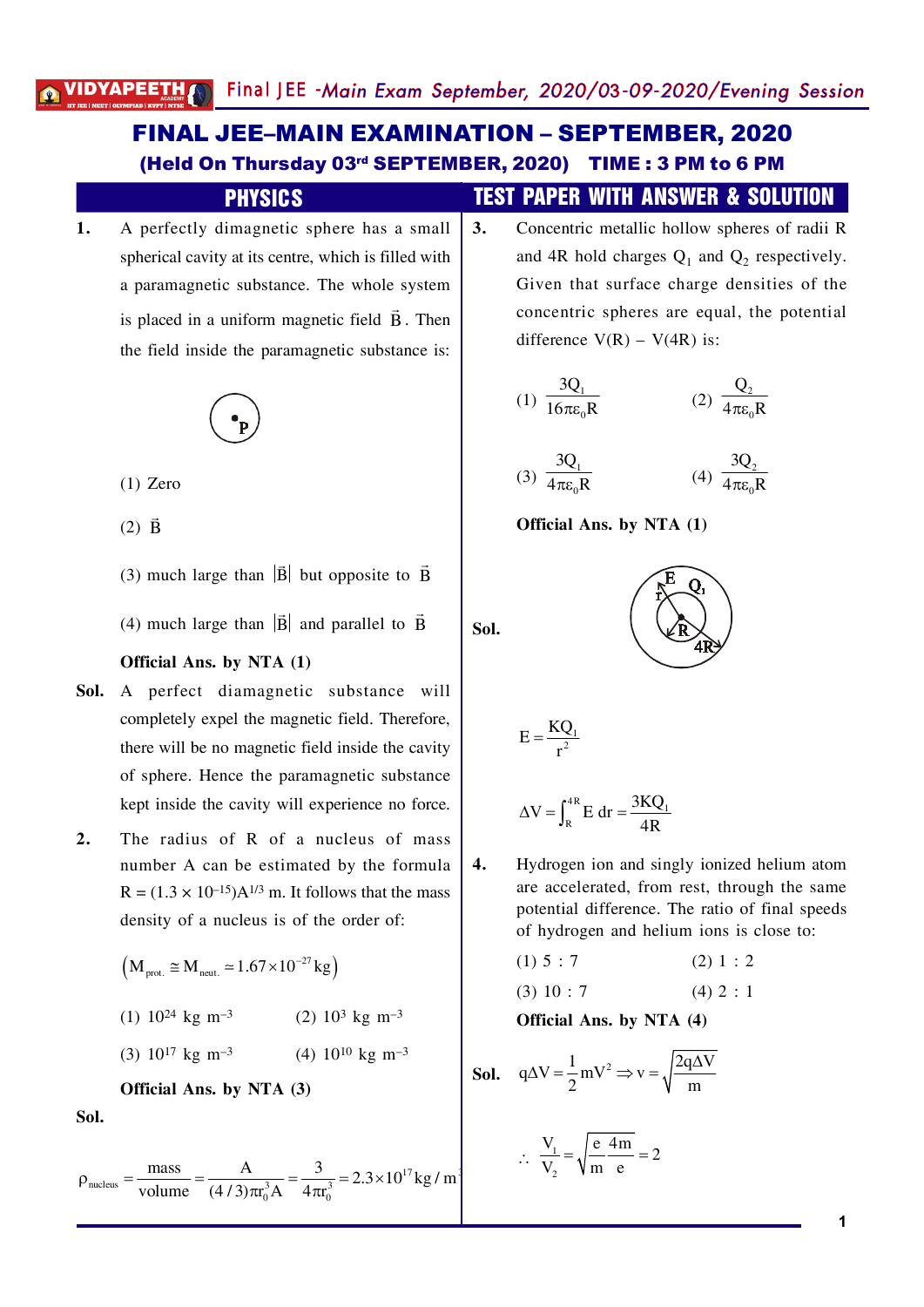# FINAL JEE–MAIN EXAMINATION – SEPTEMBER, 2020

**(Held On Thursday 03rd SEPTEMBER, 2020) TIME : 3 PM to 6 PM**

## PHYSICS — TEST PAPER WITH ANSWER & SOLUTION

**1.** A perfectly dimagnetic sphere has a small spherical cavity at its centre, which is filled with a paramagnetic substance. The whole system is placed in a uniform magnetic field $\vec{B}$. Then the field inside the paramagnetic substance is:

(1) Zero

(2) $\vec{B}$

(3) much large than $|\vec{B}|$ but opposite to $\vec{B}$

(4) much large than $|\vec{B}|$ and parallel to $\vec{B}$

**Official Ans. by NTA (1)**

**Sol.** A perfect diamagnetic substance will completely expel the magnetic field. Therefore, there will be no magnetic field inside the cavity of sphere. Hence the paramagnetic substance kept inside the cavity will experience no force.

**2.** The radius of R of a nucleus of mass number A can be estimated by the formula $R = (1.3 \times 10^{-15})A^{1/3}$ m. It follows that the mass density of a nucleus is of the order of:

$\left(M_{prot.} \cong M_{neut.} \simeq 1.67 \times 10^{-27}\,kg\right)$

(1) $10^{24}$ kg m$^{-3}$ (2) $10^{3}$ kg m$^{-3}$

(3) $10^{17}$ kg m$^{-3}$ (4) $10^{10}$ kg m$^{-3}$

**Official Ans. by NTA (3)**

**Sol.**

$$\rho_{nucleus} = \frac{mass}{volume} = \frac{A}{(4/3)\pi r_0^3 A} = \frac{3}{4\pi r_0^3} = 2.3 \times 10^{17}\,kg/m^3$$

**3.** Concentric metallic hollow spheres of radii R and 4R hold charges $Q_1$ and $Q_2$ respectively. Given that surface charge densities of the concentric spheres are equal, the potential difference V(R) – V(4R) is:

(1) $\frac{3Q_1}{16\pi\varepsilon_0 R}$ (2) $\frac{Q_2}{4\pi\varepsilon_0 R}$

(3) $\frac{3Q_1}{4\pi\varepsilon_0 R}$ (4) $\frac{3Q_2}{4\pi\varepsilon_0 R}$

**Official Ans. by NTA (1)**

**Sol.**

$$E = \frac{KQ_1}{r^2}$$

$$\Delta V = \int_R^{4R} E\,dr = \frac{3KQ_1}{4R}$$

**4.** Hydrogen ion and singly ionized helium atom are accelerated, from rest, through the same potential difference. The ratio of final speeds of hydrogen and helium ions is close to:

(1) 5 : 7 (2) 1 : 2

(3) 10 : 7 (4) 2 : 1

**Official Ans. by NTA (4)**

**Sol.** $q\Delta V = \frac{1}{2}mV^2 \Rightarrow v = \sqrt{\frac{2q\Delta V}{m}}$

$$\therefore \frac{V_1}{V_2} = \sqrt{\frac{e}{m}\,\frac{4m}{e}} = 2$$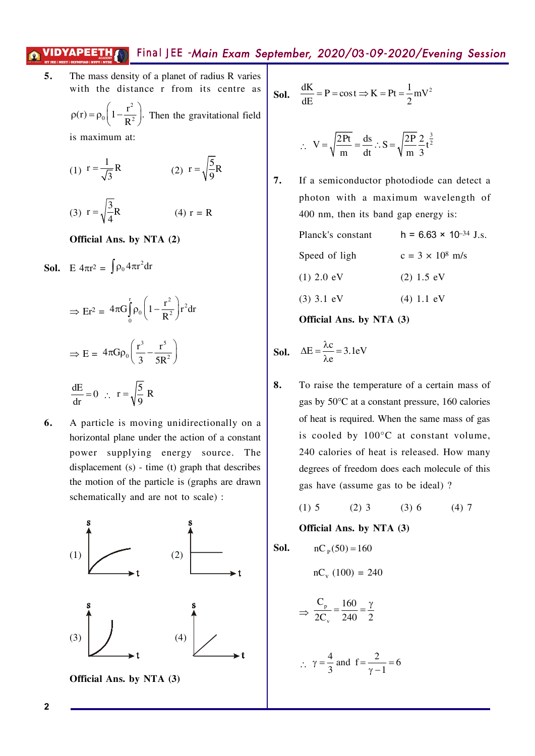**5.** The mass density of a planet of radius R varies with the distance r from its centre as $\rho(r)=\rho_0\left(1-\frac{r^2}{R^2}\right)$. Then the gravitational field is maximum at:

(1) $r=\frac{1}{\sqrt{3}}R$  (2) $r=\sqrt{\frac{5}{9}}R$

(3) $r=\sqrt{\frac{3}{4}}R$  (4) r = R

**Official Ans. by NTA (2)**

**Sol.** $E\,4\pi r^2 = \int \rho_0 4\pi r^2 dr$

$\Rightarrow Er^2 = 4\pi G\int_0^r \rho_0\left(1-\frac{r^2}{R^2}\right)r^2 dr$

$\Rightarrow E = 4\pi G\rho_0\left(\frac{r^3}{3}-\frac{r^5}{5R^2}\right)$

$\frac{dE}{dr}=0 \;\therefore\; r=\sqrt{\frac{5}{9}}\,R$

**6.** A particle is moving unidirectionally on a horizontal plane under the action of a constant power supplying energy source. The displacement (s) - time (t) graph that describes the motion of the particle is (graphs are drawn schematically and are not to scale) :

(1) (2) (3) (4)

**Official Ans. by NTA (3)**

**Sol.** $\frac{dK}{dE}=P=\text{cost}\Rightarrow K=Pt=\frac{1}{2}mV^2$

$\therefore\; V=\sqrt{\frac{2Pt}{m}}=\frac{ds}{dt}\;\therefore S=\sqrt{\frac{2P}{m}}\,\frac{2}{3}t^{\frac{3}{2}}$

**7.** If a semiconductor photodiode can detect a photon with a maximum wavelength of 400 nm, then its band gap energy is:

Planck's constant  $h = 6.63 \times 10^{-34}$ J.s.

Speed of ligh  $c = 3 \times 10^8$ m/s

(1) 2.0 eV  (2) 1.5 eV

(3) 3.1 eV  (4) 1.1 eV

**Official Ans. by NTA (3)**

**Sol.** $\Delta E=\frac{\lambda c}{\lambda e}=3.1\text{eV}$

**8.** To raise the temperature of a certain mass of gas by 50°C at a constant pressure, 160 calories of heat is required. When the same mass of gas is cooled by 100°C at constant volume, 240 calories of heat is released. How many degrees of freedom does each molecule of this gas have (assume gas to be ideal) ?

(1) 5  (2) 3  (3) 6  (4) 7

**Official Ans. by NTA (3)**

**Sol.** $nC_p(50)=160$

$nC_v\,(100) = 240$

$\Rightarrow \frac{C_p}{2C_v}=\frac{160}{240}=\frac{\gamma}{2}$

$\therefore\; \gamma=\frac{4}{3}$ and $f=\frac{2}{\gamma-1}=6$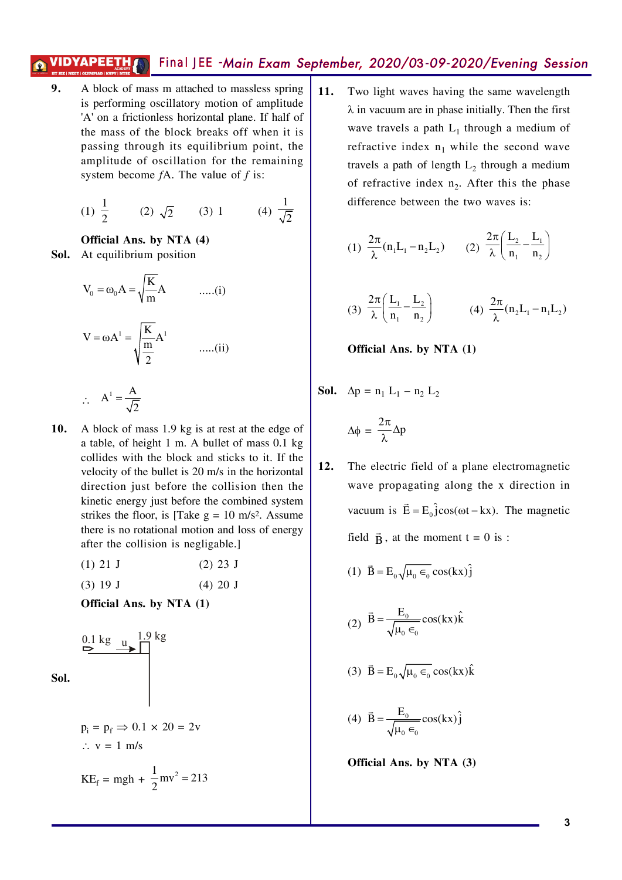**9.** A block of mass m attached to massless spring is performing oscillatory motion of amplitude 'A' on a frictionless horizontal plane. If half of the mass of the block breaks off when it is passing through its equilibrium point, the amplitude of oscillation for the remaining system become $fA$. The value of $f$ is:

(1) $\frac{1}{2}$ (2) $\sqrt{2}$ (3) 1 (4) $\frac{1}{\sqrt{2}}$

**Official Ans. by NTA (4)**

**Sol.** At equilibrium position

$$V_0 = \omega_0 A = \sqrt{\frac{K}{m}}A \quad .....(i)$$

$$V = \omega A^1 = \sqrt{\frac{K}{\frac{m}{2}}}A^1 \quad .....(ii)$$

$$\therefore \quad A^1 = \frac{A}{\sqrt{2}}$$

**10.** A block of mass 1.9 kg is at rest at the edge of a table, of height 1 m. A bullet of mass 0.1 kg collides with the block and sticks to it. If the velocity of the bullet is 20 m/s in the horizontal direction just before the collision then the kinetic energy just before the combined system strikes the floor, is [Take g = 10 m/s²]. Assume there is no rotational motion and loss of energy after the collision is negligable.]

(1) 21 J (2) 23 J

(3) 19 J (4) 20 J

**Official Ans. by NTA (1)**

**Sol.**

0.1 kg — u → 1.9 kg

$p_i = p_f \Rightarrow 0.1 \times 20 = 2v$

$\therefore$ v = 1 m/s

$KE_f = mgh + \frac{1}{2}mv^2 = 213$

**11.** Two light waves having the same wavelength $\lambda$ in vacuum are in phase initially. Then the first wave travels a path $L_1$ through a medium of refractive index $n_1$ while the second wave travels a path of length $L_2$ through a medium of refractive index $n_2$. After this the phase difference between the two waves is:

(1) $\frac{2\pi}{\lambda}(n_1L_1 - n_2L_2)$ (2) $\frac{2\pi}{\lambda}\left(\frac{L_2}{n_1} - \frac{L_1}{n_2}\right)$

(3) $\frac{2\pi}{\lambda}\left(\frac{L_1}{n_1} - \frac{L_2}{n_2}\right)$ (4) $\frac{2\pi}{\lambda}(n_2L_1 - n_1L_2)$

**Official Ans. by NTA (1)**

**Sol.** $\Delta p = n_1 L_1 - n_2 L_2$

$$\Delta\phi = \frac{2\pi}{\lambda}\Delta p$$

**12.** The electric field of a plane electromagnetic wave propagating along the x direction in vacuum is $\vec{E} = E_0\hat{j}\cos(\omega t - kx)$. The magnetic field $\vec{B}$, at the moment t = 0 is :

(1) $\vec{B} = E_0\sqrt{\mu_0 \in_0}\cos(kx)\hat{j}$

(2) $\vec{B} = \frac{E_0}{\sqrt{\mu_0 \in_0}}\cos(kx)\hat{k}$

(3) $\vec{B} = E_0\sqrt{\mu_0 \in_0}\cos(kx)\hat{k}$

(4) $\vec{B} = \frac{E_0}{\sqrt{\mu_0 \in_0}}\cos(kx)\hat{j}$

**Official Ans. by NTA (3)**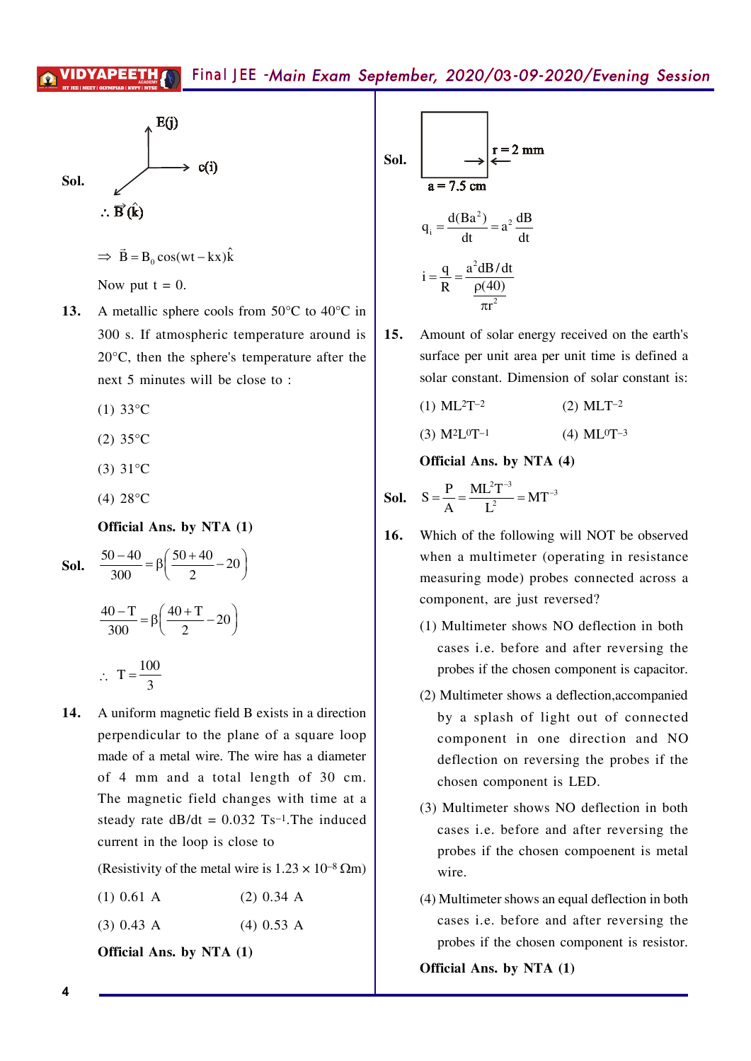**Sol.** E(j) — c(i) — $\therefore \vec{B}(\hat{k})$

$\Rightarrow \ \vec{B} = B_0 \cos(wt - kx)\hat{k}$

Now put t = 0.

**13.** A metallic sphere cools from 50°C to 40°C in 300 s. If atmospheric temperature around is 20°C, then the sphere's temperature after the next 5 minutes will be close to :

(1) 33°C

(2) 35°C

(3) 31°C

(4) 28°C

**Official Ans. by NTA (1)**

**Sol.** $\frac{50-40}{300} = \beta\left(\frac{50+40}{2} - 20\right)$

$\frac{40-T}{300} = \beta\left(\frac{40+T}{2} - 20\right)$

$\therefore \ T = \frac{100}{3}$

**14.** A uniform magnetic field B exists in a direction perpendicular to the plane of a square loop made of a metal wire. The wire has a diameter of 4 mm and a total length of 30 cm. The magnetic field changes with time at a steady rate dB/dt = 0.032 $Ts^{-1}$. The induced current in the loop is close to

(Resistivity of the metal wire is $1.23 \times 10^{-8}$ Ωm)

(1) 0.61 A (2) 0.34 A

(3) 0.43 A (4) 0.53 A

**Official Ans. by NTA (1)**

**Sol.** r = 2 mm, a = 7.5 cm

$q_i = \frac{d(Ba^2)}{dt} = a^2 \frac{dB}{dt}$

$i = \frac{q}{R} = \frac{a^2 dB/dt}{\frac{\rho(40)}{\pi r^2}}$

**15.** Amount of solar energy received on the earth's surface per unit area per unit time is defined a solar constant. Dimension of solar constant is:

(1) $ML^2T^{-2}$ (2) $MLT^{-2}$

(3) $M^2L^0T^{-1}$ (4) $ML^0T^{-3}$

**Official Ans. by NTA (4)**

**Sol.** $S = \frac{P}{A} = \frac{ML^2T^{-3}}{L^2} = MT^{-3}$

**16.** Which of the following will NOT be observed when a multimeter (operating in resistance measuring mode) probes connected across a component, are just reversed?

(1) Multimeter shows NO deflection in both cases i.e. before and after reversing the probes if the chosen component is capacitor.

(2) Multimeter shows a deflection,accompanied by a splash of light out of connected component in one direction and NO deflection on reversing the probes if the chosen component is LED.

(3) Multimeter shows NO deflection in both cases i.e. before and after reversing the probes if the chosen compoenent is metal wire.

(4) Multimeter shows an equal deflection in both cases i.e. before and after reversing the probes if the chosen component is resistor.

**Official Ans. by NTA (1)**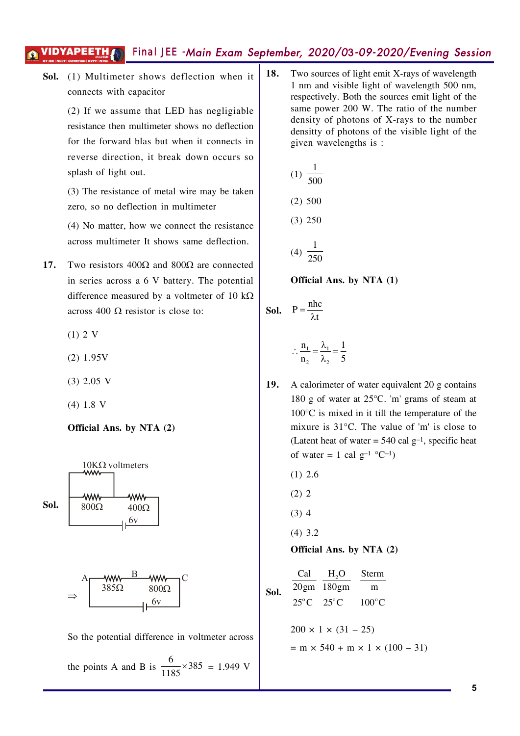**Sol.** (1) Multimeter shows deflection when it connects with capacitor

(2) If we assume that LED has negligiable resistance then multimeter shows no deflection for the forward blas but when it connects in reverse direction, it break down occurs so splash of light out.

(3) The resistance of metal wire may be taken zero, so no deflection in multimeter

(4) No matter, how we connect the resistance across multimeter It shows same deflection.

**17.** Two resistors 400Ω and 800Ω are connected in series across a 6 V battery. The potential difference measured by a voltmeter of 10 kΩ across 400 Ω resistor is close to:

(1) 2 V

(2) 1.95V

(3) 2.05 V

(4) 1.8 V

**Official Ans. by NTA (2)**

**Sol.**

10KΩ voltmeters across 800Ω; 800Ω and 400Ω in series with 6v battery.

⇒ A — 385Ω — B — 800Ω — C, with 6v battery.

So the potential difference in voltmeter across the points A and B is $\frac{6}{1185}\times 385 = 1.949$ V

**18.** Two sources of light emit X-rays of wavelength 1 nm and visible light of wavelength 500 nm, respectively. Both the sources emit light of the same power 200 W. The ratio of the number density of photons of X-rays to the number densitty of photons of the visible light of the given wavelengths is :

(1) $\frac{1}{500}$

(2) 500

(3) 250

(4) $\frac{1}{250}$

**Official Ans. by NTA (1)**

**Sol.** $P = \frac{nhc}{\lambda t}$

$\therefore \frac{n_1}{n_2} = \frac{\lambda_1}{\lambda_2} = \frac{1}{5}$

**19.** A calorimeter of water equivalent 20 g contains 180 g of water at 25°C. 'm' grams of steam at 100°C is mixed in it till the temperature of the mixure is 31°C. The value of 'm' is close to (Latent heat of water = 540 cal $g^{-1}$, specific heat of water = 1 cal $g^{-1}$ °$C^{-1}$)

(1) 2.6

(2) 2

(3) 4

(4) 3.2

**Official Ans. by NTA (2)**

**Sol.**

| Cal | $H_2O$ | Sterm |
|---|---|---|
| 20gm | 180gm | m |
| 25°C | 25°C | 100°C |

$200 \times 1 \times (31 - 25)$

$= m \times 540 + m \times 1 \times (100 - 31)$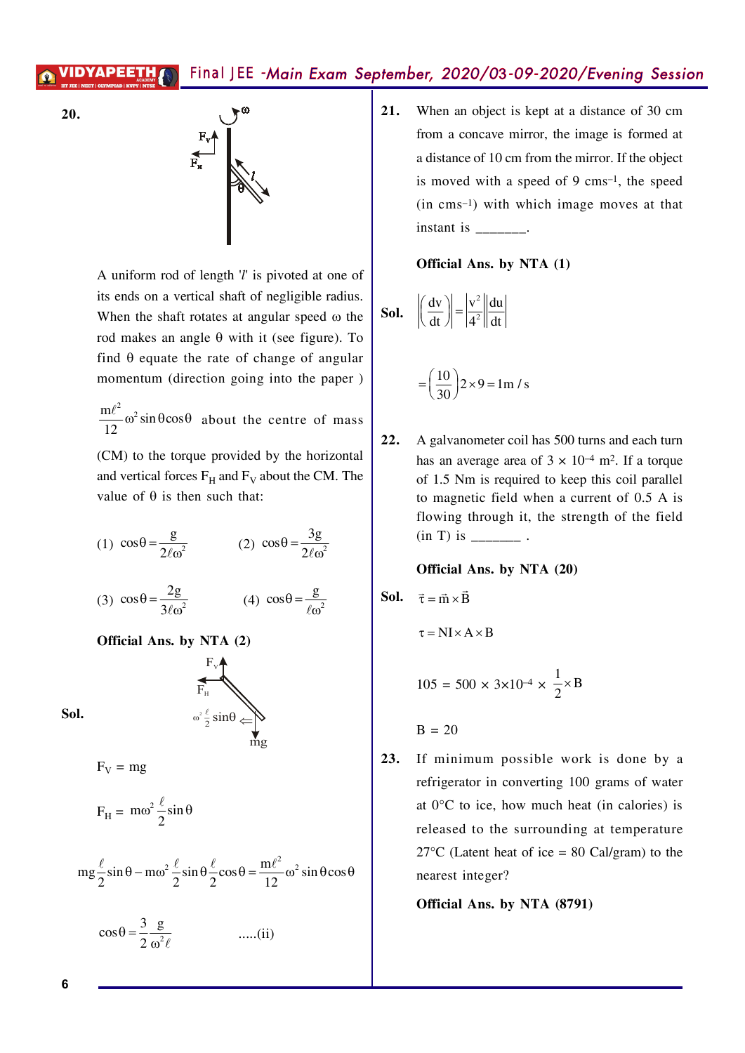**20.**

A uniform rod of length '$l$' is pivoted at one of its ends on a vertical shaft of negligible radius. When the shaft rotates at angular speed $\omega$ the rod makes an angle $\theta$ with it (see figure). To find $\theta$ equate the rate of change of angular momentum (direction going into the paper) $\frac{m\ell^2}{12}\omega^2 \sin\theta\cos\theta$ about the centre of mass (CM) to the torque provided by the horizontal and vertical forces $F_H$ and $F_V$ about the CM. The value of $\theta$ is then such that:

(1) $\cos\theta = \frac{g}{2\ell\omega^2}$ (2) $\cos\theta = \frac{3g}{2\ell\omega^2}$

(3) $\cos\theta = \frac{2g}{3\ell\omega^2}$ (4) $\cos\theta = \frac{g}{\ell\omega^2}$

**Official Ans. by NTA (2)**

**Sol.**

$F_V = mg$

$F_H = m\omega^2 \frac{\ell}{2}\sin\theta$

$$mg\frac{\ell}{2}\sin\theta - m\omega^2\frac{\ell}{2}\sin\theta\frac{\ell}{2}\cos\theta = \frac{m\ell^2}{12}\omega^2\sin\theta\cos\theta$$

$$\cos\theta = \frac{3}{2}\frac{g}{\omega^2\ell} \quad .....(ii)$$

**21.** When an object is kept at a distance of 30 cm from a concave mirror, the image is formed at a distance of 10 cm from the mirror. If the object is moved with a speed of 9 $cms^{-1}$, the speed (in $cms^{-1}$) with which image moves at that instant is _______.

**Official Ans. by NTA (1)**

**Sol.** $\left|\left(\frac{dv}{dt}\right)\right| = \left|\frac{v^2}{4^2}\right|\left|\frac{du}{dt}\right|$

$$= \left(\frac{10}{30}\right)2 \times 9 = 1\text{m / s}$$

**22.** A galvanometer coil has 500 turns and each turn has an average area of $3 \times 10^{-4}$ $m^2$. If a torque of 1.5 Nm is required to keep this coil parallel to magnetic field when a current of 0.5 A is flowing through it, the strength of the field (in T) is _______ .

**Official Ans. by NTA (20)**

**Sol.** $\vec{\tau} = \vec{m} \times \vec{B}$

$\tau = NI \times A \times B$

$105 = 500 \times 3\times10^{-4} \times \frac{1}{2} \times B$

$B = 20$

**23.** If minimum possible work is done by a refrigerator in converting 100 grams of water at 0°C to ice, how much heat (in calories) is released to the surrounding at temperature 27°C (Latent heat of ice = 80 Cal/gram) to the nearest integer?

**Official Ans. by NTA (8791)**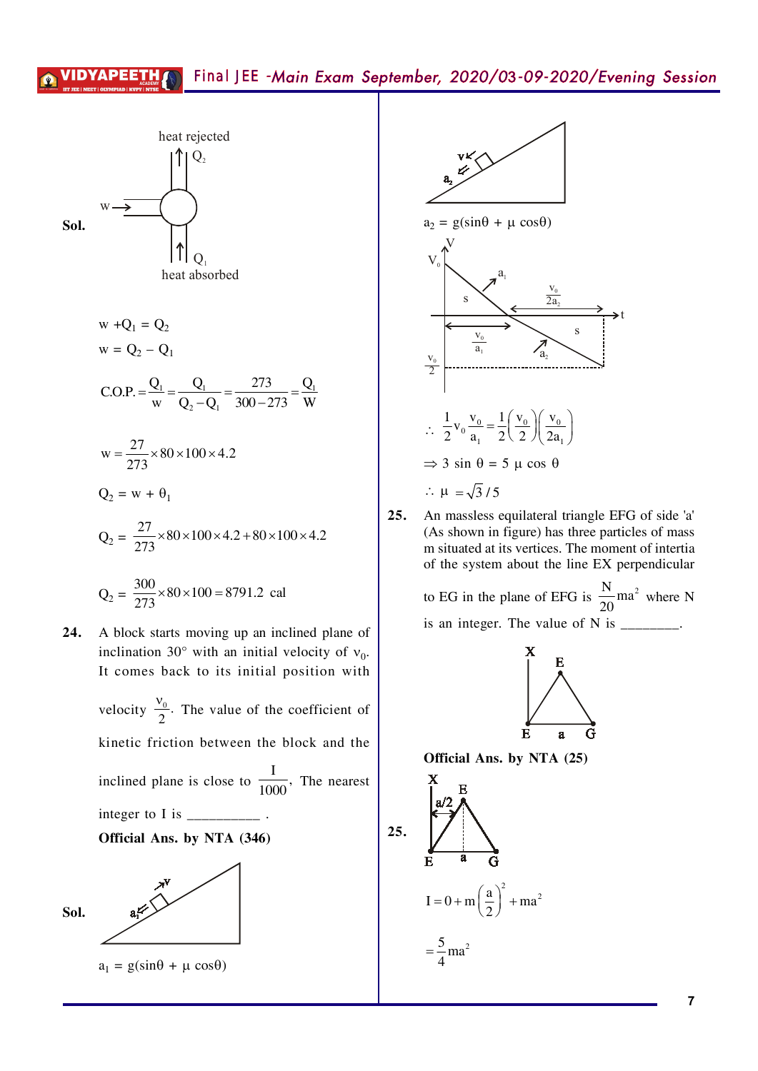**Sol.**

heat rejected

$Q_2$

w

$Q_1$

heat absorbed

$$w + Q_1 = Q_2$$

$$w = Q_2 - Q_1$$

$$\text{C.O.P.} = \frac{Q_1}{w} = \frac{Q_1}{Q_2 - Q_1} = \frac{273}{300-273} = \frac{Q_1}{W}$$

$$w = \frac{27}{273} \times 80 \times 100 \times 4.2$$

$$Q_2 = w + \theta_1$$

$$Q_2 = \frac{27}{273} \times 80 \times 100 \times 4.2 + 80 \times 100 \times 4.2$$

$$Q_2 = \frac{300}{273} \times 80 \times 100 = 8791.2 \text{ cal}$$

**24.** A block starts moving up an inclined plane of inclination 30° with an initial velocity of $v_0$. It comes back to its initial position with velocity $\frac{v_0}{2}$. The value of the coefficient of kinetic friction between the block and the inclined plane is close to $\frac{I}{1000}$. The nearest integer to I is __________ .

**Official Ans. by NTA (346)**

**Sol.**

v

$a_1$

$$a_1 = g(\sin\theta + \mu \cos\theta)$$

v

$a_2$

$$a_2 = g(\sin\theta + \mu \cos\theta)$$

V

$V_0$

$a_1$

s

$\frac{v_0}{2a_2}$

t

$\frac{v_0}{a_1}$

s

$a_2$

$\frac{v_0}{2}$

$$\therefore \frac{1}{2} v_0 \frac{v_0}{a_1} = \frac{1}{2}\left(\frac{v_0}{2}\right)\left(\frac{v_0}{2a_1}\right)$$

$$\Rightarrow 3 \sin\theta = 5 \mu \cos\theta$$

$$\therefore \mu = \sqrt{3}/5$$

**25.** An massless equilateral triangle EFG of side 'a' (As shown in figure) has three particles of mass m situated at its vertices. The moment of intertia of the system about the line EX perpendicular to EG in the plane of EFG is $\frac{N}{20}ma^2$ where N is an integer. The value of N is ________.

X

E

E a G

**Official Ans. by NTA (25)**

**25.**

X

E

a/2

E a G

$$I = 0 + m\left(\frac{a}{2}\right)^2 + ma^2$$

$$= \frac{5}{4}ma^2$$